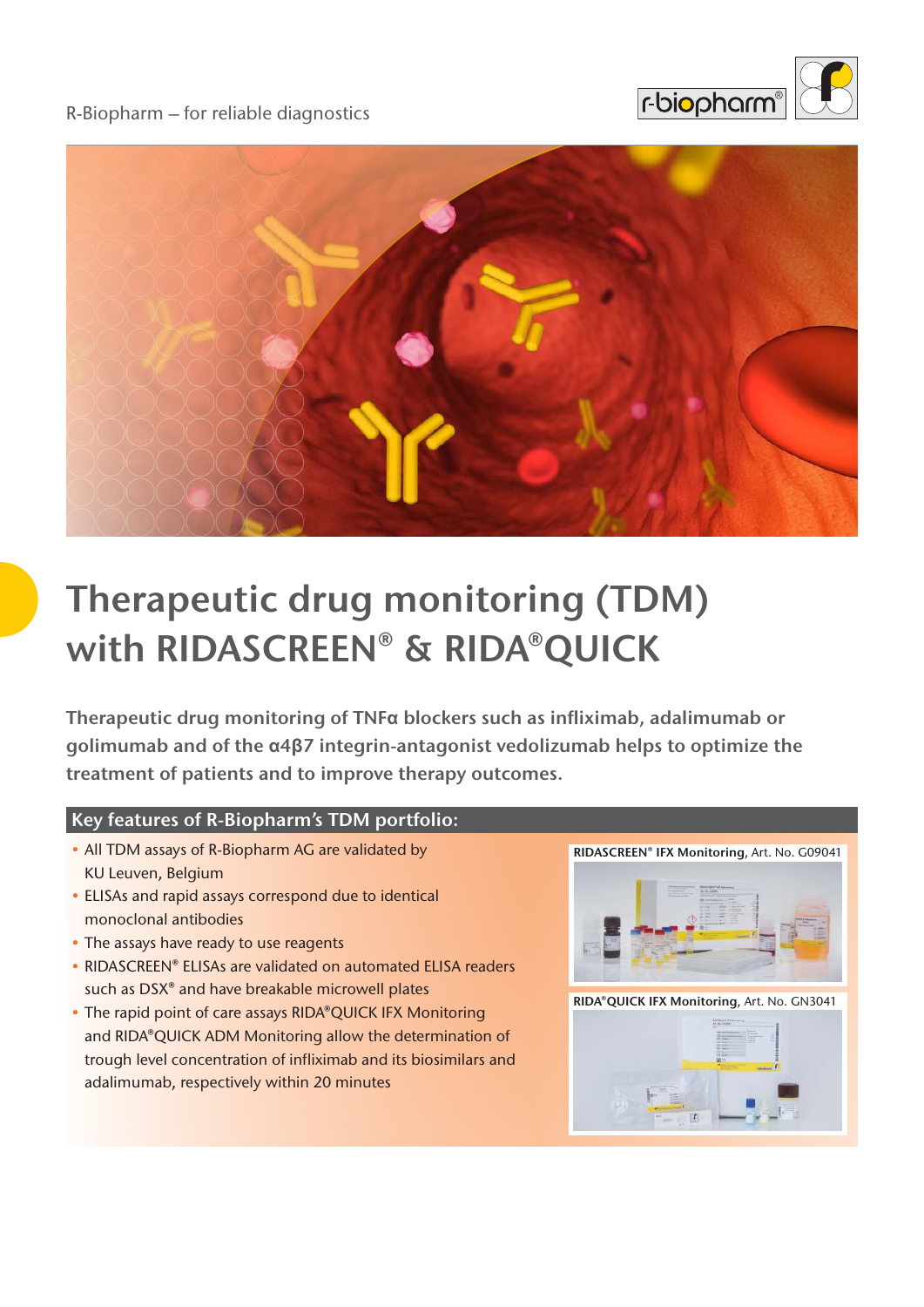R-Biopharm – for reliable diagnostics

# Therapeutic drug monitoring (TDM) with RIDASCREEN® & RIDA®QUICK

**Therapeutic drug monitoring of TNFα blockers such as infliximab, adalimumab or golimumab and of the α4β7 integrin-antagonist vedolizumab helps to optimize the treatment of patients and to improve therapy outcomes.**

## Key features of R-Biopharm's TDM portfolio:

- All TDM assays of R-Biopharm AG are validated by KU Leuven, Belgium
- ELISAs and rapid assays correspond due to identical monoclonal antibodies
- The assays have ready to use reagents
- RIDASCREEN® ELISAs are validated on automated ELISA readers such as DSX® and have breakable microwell plates
- The rapid point of care assays RIDA®QUICK IFX Monitoring and RIDA®QUICK ADM Monitoring allow the determination of trough level concentration of infliximab and its biosimilars and adalimumab, respectively within 20 minutes

**RIDASCREEN® IFX Monitoring**, Art. No. G09041

**RIDA®QUICK IFX Monitoring**, Art. No. GN3041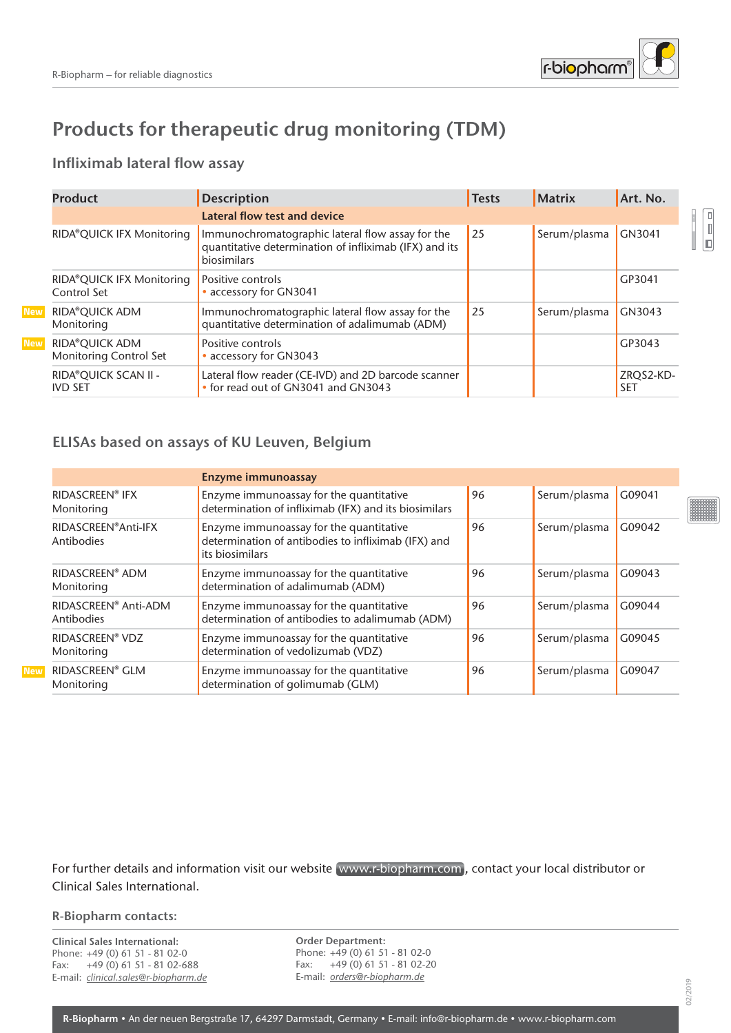# Products for therapeutic drug monitoring (TDM)

## Infliximab lateral flow assay

| Product | Description | Tests | Matrix | Art. No. |
|---|---|---|---|---|
| | **Lateral flow test and device** | | | |
| RIDA®QUICK IFX Monitoring | Immunochromatographic lateral flow assay for the quantitative determination of infliximab (IFX) and its biosimilars | 25 | Serum/plasma | GN3041 |
| RIDA®QUICK IFX Monitoring Control Set | Positive controls • accessory for GN3041 | | | GP3041 |
| New RIDA®QUICK ADM Monitoring | Immunochromatographic lateral flow assay for the quantitative determination of adalimumab (ADM) | 25 | Serum/plasma | GN3043 |
| New RIDA®QUICK ADM Monitoring Control Set | Positive controls • accessory for GN3043 | | | GP3043 |
| RIDA®QUICK SCAN II - IVD SET | Lateral flow reader (CE-IVD) and 2D barcode scanner • for read out of GN3041 and GN3043 | | | ZRQS2-KD-SET |

## ELISAs based on assays of KU Leuven, Belgium

| Product | Description | Tests | Matrix | Art. No. |
|---|---|---|---|---|
| | **Enzyme immunoassay** | | | |
| RIDASCREEN® IFX Monitoring | Enzyme immunoassay for the quantitative determination of infliximab (IFX) and its biosimilars | 96 | Serum/plasma | G09041 |
| RIDASCREEN®Anti-IFX Antibodies | Enzyme immunoassay for the quantitative determination of antibodies to infliximab (IFX) and its biosimilars | 96 | Serum/plasma | G09042 |
| RIDASCREEN® ADM Monitoring | Enzyme immunoassay for the quantitative determination of adalimumab (ADM) | 96 | Serum/plasma | G09043 |
| RIDASCREEN® Anti-ADM Antibodies | Enzyme immunoassay for the quantitative determination of antibodies to adalimumab (ADM) | 96 | Serum/plasma | G09044 |
| RIDASCREEN® VDZ Monitoring | Enzyme immunoassay for the quantitative determination of vedolizumab (VDZ) | 96 | Serum/plasma | G09045 |
| New RIDASCREEN® GLM Monitoring | Enzyme immunoassay for the quantitative determination of golimumab (GLM) | 96 | Serum/plasma | G09047 |

For further details and information visit our website www.r-biopharm.com, contact your local distributor or Clinical Sales International.

### R-Biopharm contacts:

**Clinical Sales International:**
Phone: +49 (0) 61 51 - 81 02-0
Fax: +49 (0) 61 51 - 81 02-688
E-mail: *clinical.sales@r-biopharm.de*

**Order Department:**
Phone: +49 (0) 61 51 - 81 02-0
Fax: +49 (0) 61 51 - 81 02-20
E-mail: *orders@r-biopharm.de*

**R-Biopharm** • An der neuen Bergstraße 17, 64297 Darmstadt, Germany • E-mail: info@r-biopharm.de • www.r-biopharm.com

02/2019